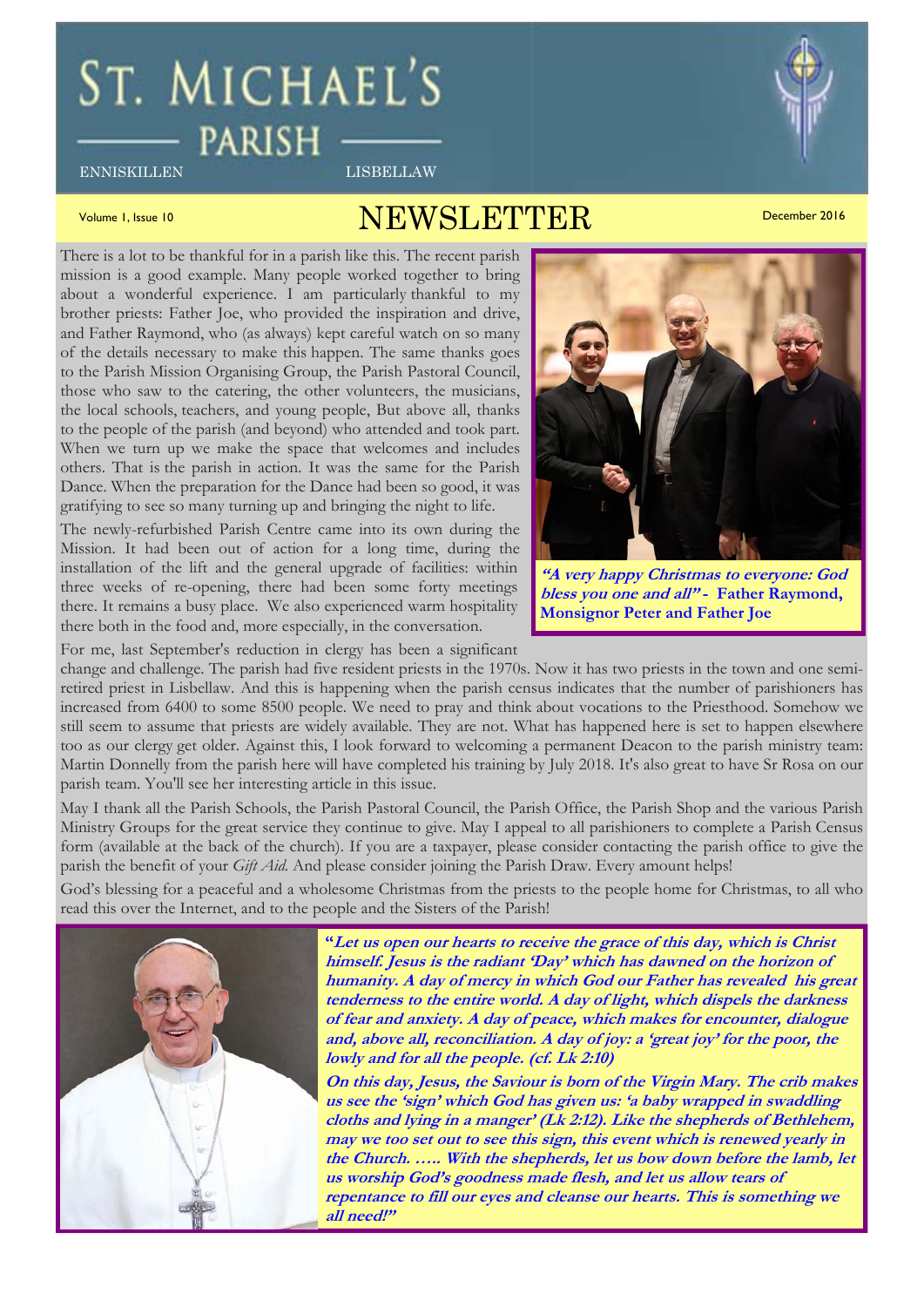# ST. MICHAEL'S PARISH

ENNISKILLEN LISBELLAW

Volume 1, Issue 10

## NEWSLETTER

December 2016

There is a lot to be thankful for in a parish like this. The recent parish mission is a good example. Many people worked together to bring about a wonderful experience. I am particularly thankful to my brother priests: Father Joe, who provided the inspiration and drive, and Father Raymond, who (as always) kept careful watch on so many of the details necessary to make this happen. The same thanks goes to the Parish Mission Organising Group, the Parish Pastoral Council, those who saw to the catering, the other volunteers, the musicians, the local schools, teachers, and young people, But above all, thanks to the people of the parish (and beyond) who attended and took part. When we turn up we make the space that welcomes and includes others. That is the parish in action. It was the same for the Parish Dance. When the preparation for the Dance had been so good, it was gratifying to see so many turning up and bringing the night to life.

The newly-refurbished Parish Centre came into its own during the Mission. It had been out of action for a long time, during the installation of the lift and the general upgrade of facilities: within three weeks of re-opening, there had been some forty meetings there. It remains a busy place. We also experienced warm hospitality there both in the food and, more especially, in the conversation.

***"A very happy Christmas to everyone: God bless you one and all"* - Father Raymond, Monsignor Peter and Father Joe**

For me, last September's reduction in clergy has been a significant change and challenge. The parish had five resident priests in the 1970s. Now it has two priests in the town and one semi-retired priest in Lisbellaw. And this is happening when the parish census indicates that the number of parishioners has increased from 6400 to some 8500 people. We need to pray and think about vocations to the Priesthood. Somehow we still seem to assume that priests are widely available. They are not. What has happened here is set to happen elsewhere too as our clergy get older. Against this, I look forward to welcoming a permanent Deacon to the parish ministry team: Martin Donnelly from the parish here will have completed his training by July 2018. It's also great to have Sr Rosa on our parish team. You'll see her interesting article in this issue.

May I thank all the Parish Schools, the Parish Pastoral Council, the Parish Office, the Parish Shop and the various Parish Ministry Groups for the great service they continue to give. May I appeal to all parishioners to complete a Parish Census form (available at the back of the church). If you are a taxpayer, please consider contacting the parish office to give the parish the benefit of your *Gift Aid.* And please consider joining the Parish Draw. Every amount helps!

God's blessing for a peaceful and a wholesome Christmas from the priests to the people home for Christmas, to all who read this over the Internet, and to the people and the Sisters of the Parish!

***"Let us open our hearts to receive the grace of this day, which is Christ himself. Jesus is the radiant 'Day' which has dawned on the horizon of humanity. A day of mercy in which God our Father has revealed his great tenderness to the entire world. A day of light, which dispels the darkness of fear and anxiety. A day of peace, which makes for encounter, dialogue and, above all, reconciliation. A day of joy: a 'great joy' for the poor, the lowly and for all the people. (cf. Lk 2:10)***

***On this day, Jesus, the Saviour is born of the Virgin Mary. The crib makes us see the 'sign' which God has given us: 'a baby wrapped in swaddling cloths and lying in a manger' (Lk 2:12). Like the shepherds of Bethlehem, may we too set out to see this sign, this event which is renewed yearly in the Church. ….. With the shepherds, let us bow down before the lamb, let us worship God's goodness made flesh, and let us allow tears of repentance to fill our eyes and cleanse our hearts. This is something we all need!"***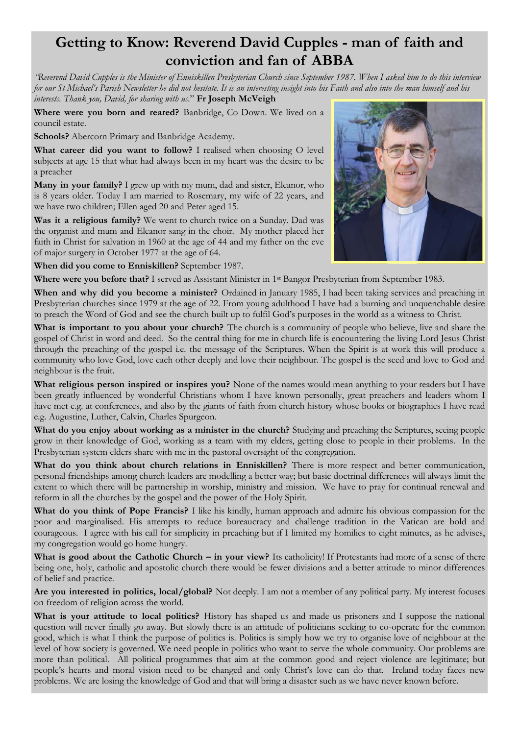# Getting to Know: Reverend David Cupples - man of faith and conviction and fan of ABBA

*"Reverend David Cupples is the Minister of Enniskillen Presbyterian Church since September 1987. When I asked him to do this interview for our St Michael's Parish Newsletter he did not hesitate. It is an interesting insight into his Faith and also into the man himself and his interests. Thank you, David, for sharing with us."* **Fr Joseph McVeigh**

**Where were you born and reared?** Banbridge, Co Down. We lived on a council estate.

**Schools?** Abercorn Primary and Banbridge Academy.

**What career did you want to follow?** I realised when choosing O level subjects at age 15 that what had always been in my heart was the desire to be a preacher

**Many in your family?** I grew up with my mum, dad and sister, Eleanor, who is 8 years older. Today I am married to Rosemary, my wife of 22 years, and we have two children; Ellen aged 20 and Peter aged 15.

**Was it a religious family?** We went to church twice on a Sunday. Dad was the organist and mum and Eleanor sang in the choir. My mother placed her faith in Christ for salvation in 1960 at the age of 44 and my father on the eve of major surgery in October 1977 at the age of 64.

**When did you come to Enniskillen?** September 1987.

**Where were you before that?** I served as Assistant Minister in 1st Bangor Presbyterian from September 1983.

**When and why did you become a minister?** Ordained in January 1985, I had been taking services and preaching in Presbyterian churches since 1979 at the age of 22. From young adulthood I have had a burning and unquenchable desire to preach the Word of God and see the church built up to fulfil God's purposes in the world as a witness to Christ.

**What is important to you about your church?** The church is a community of people who believe, live and share the gospel of Christ in word and deed. So the central thing for me in church life is encountering the living Lord Jesus Christ through the preaching of the gospel i.e. the message of the Scriptures. When the Spirit is at work this will produce a community who love God, love each other deeply and love their neighbour. The gospel is the seed and love to God and neighbour is the fruit.

**What religious person inspired or inspires you?** None of the names would mean anything to your readers but I have been greatly influenced by wonderful Christians whom I have known personally, great preachers and leaders whom I have met e.g. at conferences, and also by the giants of faith from church history whose books or biographies I have read e.g. Augustine, Luther, Calvin, Charles Spurgeon.

**What do you enjoy about working as a minister in the church?** Studying and preaching the Scriptures, seeing people grow in their knowledge of God, working as a team with my elders, getting close to people in their problems. In the Presbyterian system elders share with me in the pastoral oversight of the congregation.

**What do you think about church relations in Enniskillen?** There is more respect and better communication, personal friendships among church leaders are modelling a better way; but basic doctrinal differences will always limit the extent to which there will be partnership in worship, ministry and mission. We have to pray for continual renewal and reform in all the churches by the gospel and the power of the Holy Spirit.

**What do you think of Pope Francis?** I like his kindly, human approach and admire his obvious compassion for the poor and marginalised. His attempts to reduce bureaucracy and challenge tradition in the Vatican are bold and courageous. I agree with his call for simplicity in preaching but if I limited my homilies to eight minutes, as he advises, my congregation would go home hungry.

**What is good about the Catholic Church – in your view?** Its catholicity! If Protestants had more of a sense of there being one, holy, catholic and apostolic church there would be fewer divisions and a better attitude to minor differences of belief and practice.

**Are you interested in politics, local/global?** Not deeply. I am not a member of any political party. My interest focuses on freedom of religion across the world.

**What is your attitude to local politics?** History has shaped us and made us prisoners and I suppose the national question will never finally go away. But slowly there is an attitude of politicians seeking to co-operate for the common good, which is what I think the purpose of politics is. Politics is simply how we try to organise love of neighbour at the level of how society is governed. We need people in politics who want to serve the whole community. Our problems are more than political. All political programmes that aim at the common good and reject violence are legitimate; but people's hearts and moral vision need to be changed and only Christ's love can do that. Ireland today faces new problems. We are losing the knowledge of God and that will bring a disaster such as we have never known before.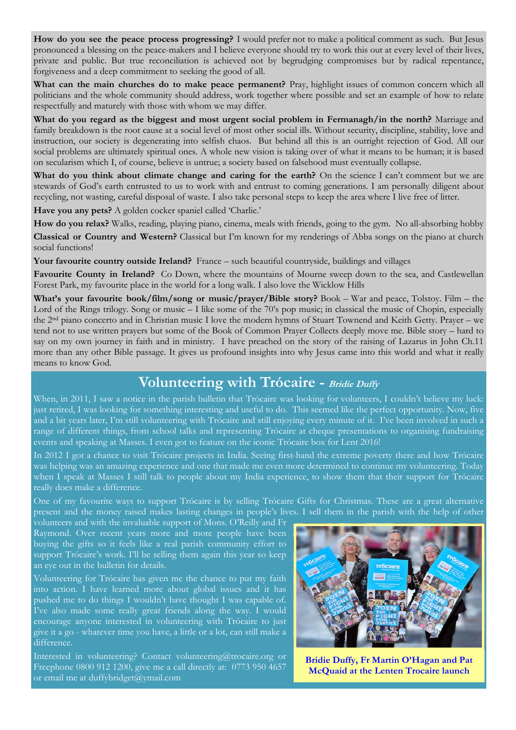**How do you see the peace process progressing?** I would prefer not to make a political comment as such. But Jesus pronounced a blessing on the peace-makers and I believe everyone should try to work this out at every level of their lives, private and public. But true reconciliation is achieved not by begrudging compromises but by radical repentance, forgiveness and a deep commitment to seeking the good of all.

**What can the main churches do to make peace permanent?** Pray, highlight issues of common concern which all politicians and the whole community should address, work together where possible and set an example of how to relate respectfully and maturely with those with whom we may differ.

**What do you regard as the biggest and most urgent social problem in Fermanagh/in the north?** Marriage and family breakdown is the root cause at a social level of most other social ills. Without security, discipline, stability, love and instruction, our society is degenerating into selfish chaos. But behind all this is an outright rejection of God. All our social problems are ultimately spiritual ones. A whole new vision is taking over of what it means to be human; it is based on secularism which I, of course, believe is untrue; a society based on falsehood must eventually collapse.

**What do you think about climate change and caring for the earth?** On the science I can't comment but we are stewards of God's earth entrusted to us to work with and entrust to coming generations. I am personally diligent about recycling, not wasting, careful disposal of waste. I also take personal steps to keep the area where I live free of litter.

**Have you any pets?** A golden cocker spaniel called 'Charlie.'

**How do you relax?** Walks, reading, playing piano, cinema, meals with friends, going to the gym. No all-absorbing hobby

**Classical or Country and Western?** Classical but I'm known for my renderings of Abba songs on the piano at church social functions!

**Your favourite country outside Ireland?** France – such beautiful countryside, buildings and villages

**Favourite County in Ireland?** Co Down, where the mountains of Mourne sweep down to the sea, and Castlewellan Forest Park, my favourite place in the world for a long walk. I also love the Wicklow Hills

**What's your favourite book/film/song or music/prayer/Bible story?** Book – War and peace, Tolstoy. Film – the Lord of the Rings trilogy. Song or music – I like some of the 70's pop music; in classical the music of Chopin, especially the 2nd piano concerto and in Christian music I love the modern hymns of Stuart Townend and Keith Getty. Prayer – we tend not to use written prayers but some of the Book of Common Prayer Collects deeply move me. Bible story – hard to say on my own journey in faith and in ministry. I have preached on the story of the raising of Lazarus in John Ch.11 more than any other Bible passage. It gives us profound insights into why Jesus came into this world and what it really means to know God.

## Volunteering with Trócaire - *Bridie Duffy*

When, in 2011, I saw a notice in the parish bulletin that Trócaire was looking for volunteers, I couldn't believe my luck: just retired, I was looking for something interesting and useful to do. This seemed like the perfect opportunity. Now, five and a bit years later, I'm still volunteering with Trócaire and still enjoying every minute of it. I've been involved in such a range of different things, from school talks and representing Trócaire at cheque presentations to organising fundraising events and speaking at Masses. I even got to feature on the iconic Trócaire box for Lent 2016!

In 2012 I got a chance to visit Trócaire projects in India. Seeing first-hand the extreme poverty there and how Trócaire was helping was an amazing experience and one that made me even more determined to continue my volunteering. Today when I speak at Masses I still talk to people about my India experience, to show them that their support for Trócaire really does make a difference.

One of my favourite ways to support Trócaire is by selling Trócaire Gifts for Christmas. These are a great alternative present and the money raised makes lasting changes in people's lives. I sell them in the parish with the help of other volunteers and with the invaluable support of Mons. O'Reilly and Fr Raymond. Over recent years more and more people have been buying the gifts so it feels like a real parish community effort to support Trócaire's work. I'll be selling them again this year so keep an eye out in the bulletin for details.

Volunteering for Trócaire has given me the chance to put my faith into action. I have learned more about global issues and it has pushed me to do things I wouldn't have thought I was capable of. I've also made some really great friends along the way. I would encourage anyone interested in volunteering with Trócaire to just give it a go - whatever time you have, a little or a lot, can still make a difference.

Interested in volunteering? Contact volunteering@trocaire.org or Freephone 0800 912 1200, give me a call directly at: 0773 950 4657 or email me at duffybridget@ymail.com

**Bridie Duffy, Fr Martin O'Hagan and Pat McQuaid at the Lenten Trocaire launch**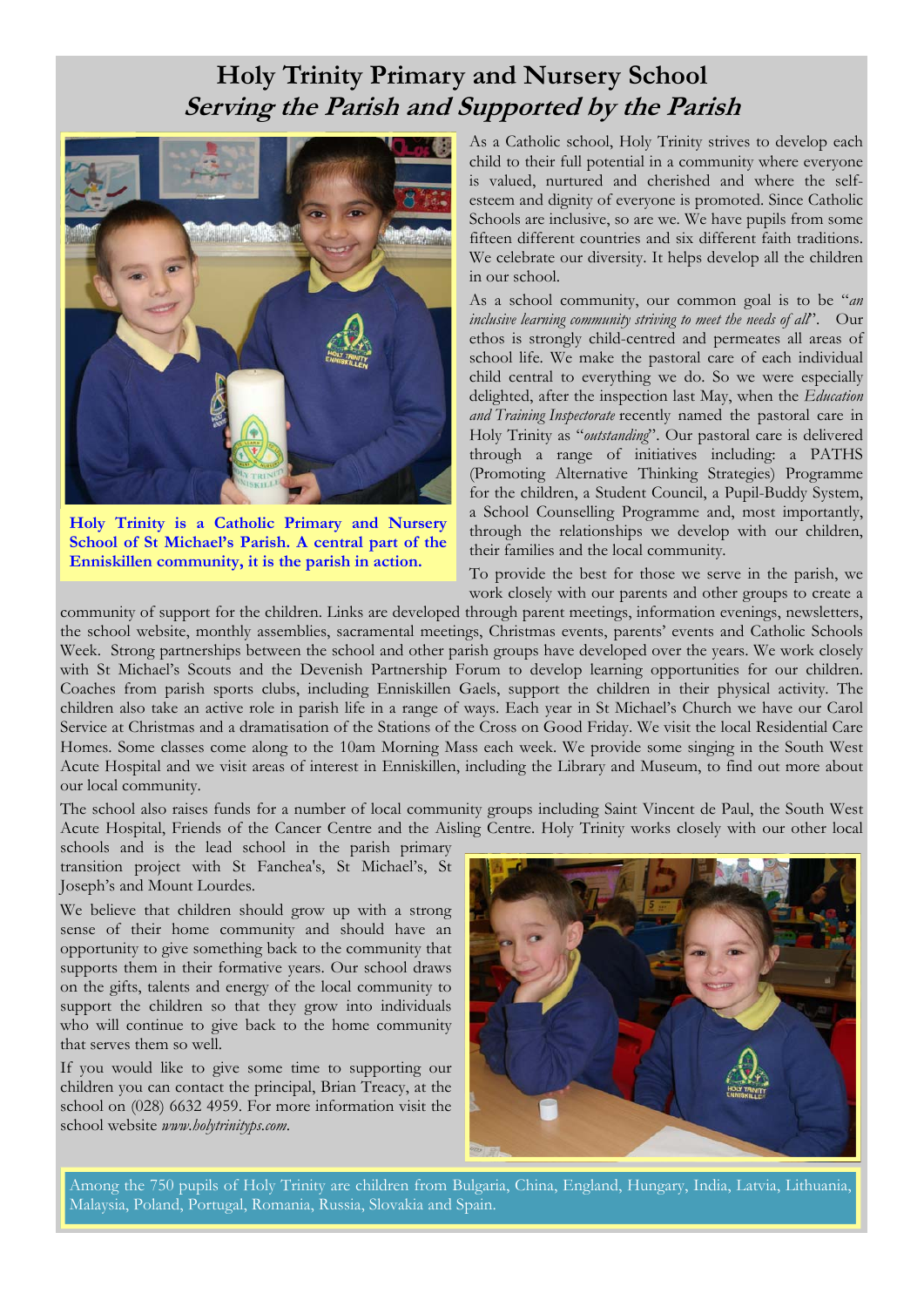# Holy Trinity Primary and Nursery School

## *Serving the Parish and Supported by the Parish*

**Holy Trinity is a Catholic Primary and Nursery School of St Michael's Parish. A central part of the Enniskillen community, it is the parish in action.**

As a Catholic school, Holy Trinity strives to develop each child to their full potential in a community where everyone is valued, nurtured and cherished and where the self-esteem and dignity of everyone is promoted. Since Catholic Schools are inclusive, so are we. We have pupils from some fifteen different countries and six different faith traditions. We celebrate our diversity. It helps develop all the children in our school.

As a school community, our common goal is to be "*an inclusive learning community striving to meet the needs of all*". Our ethos is strongly child-centred and permeates all areas of school life. We make the pastoral care of each individual child central to everything we do. So we were especially delighted, after the inspection last May, when the *Education and Training Inspectorate* recently named the pastoral care in Holy Trinity as "*outstanding*". Our pastoral care is delivered through a range of initiatives including: a PATHS (Promoting Alternative Thinking Strategies) Programme for the children, a Student Council, a Pupil-Buddy System, a School Counselling Programme and, most importantly, through the relationships we develop with our children, their families and the local community.

To provide the best for those we serve in the parish, we work closely with our parents and other groups to create a community of support for the children. Links are developed through parent meetings, information evenings, newsletters, the school website, monthly assemblies, sacramental meetings, Christmas events, parents' events and Catholic Schools Week. Strong partnerships between the school and other parish groups have developed over the years. We work closely with St Michael's Scouts and the Devenish Partnership Forum to develop learning opportunities for our children. Coaches from parish sports clubs, including Enniskillen Gaels, support the children in their physical activity. The children also take an active role in parish life in a range of ways. Each year in St Michael's Church we have our Carol Service at Christmas and a dramatisation of the Stations of the Cross on Good Friday. We visit the local Residential Care Homes. Some classes come along to the 10am Morning Mass each week. We provide some singing in the South West Acute Hospital and we visit areas of interest in Enniskillen, including the Library and Museum, to find out more about our local community.

The school also raises funds for a number of local community groups including Saint Vincent de Paul, the South West Acute Hospital, Friends of the Cancer Centre and the Aisling Centre. Holy Trinity works closely with our other local schools and is the lead school in the parish primary transition project with St Fanchea's, St Michael's, St Joseph's and Mount Lourdes.

We believe that children should grow up with a strong sense of their home community and should have an opportunity to give something back to the community that supports them in their formative years. Our school draws on the gifts, talents and energy of the local community to support the children so that they grow into individuals who will continue to give back to the home community that serves them so well.

If you would like to give some time to supporting our children you can contact the principal, Brian Treacy, at the school on (028) 6632 4959. For more information visit the school website *www.holytrinityps.com*.

Among the 750 pupils of Holy Trinity are children from Bulgaria, China, England, Hungary, India, Latvia, Lithuania, Malaysia, Poland, Portugal, Romania, Russia, Slovakia and Spain.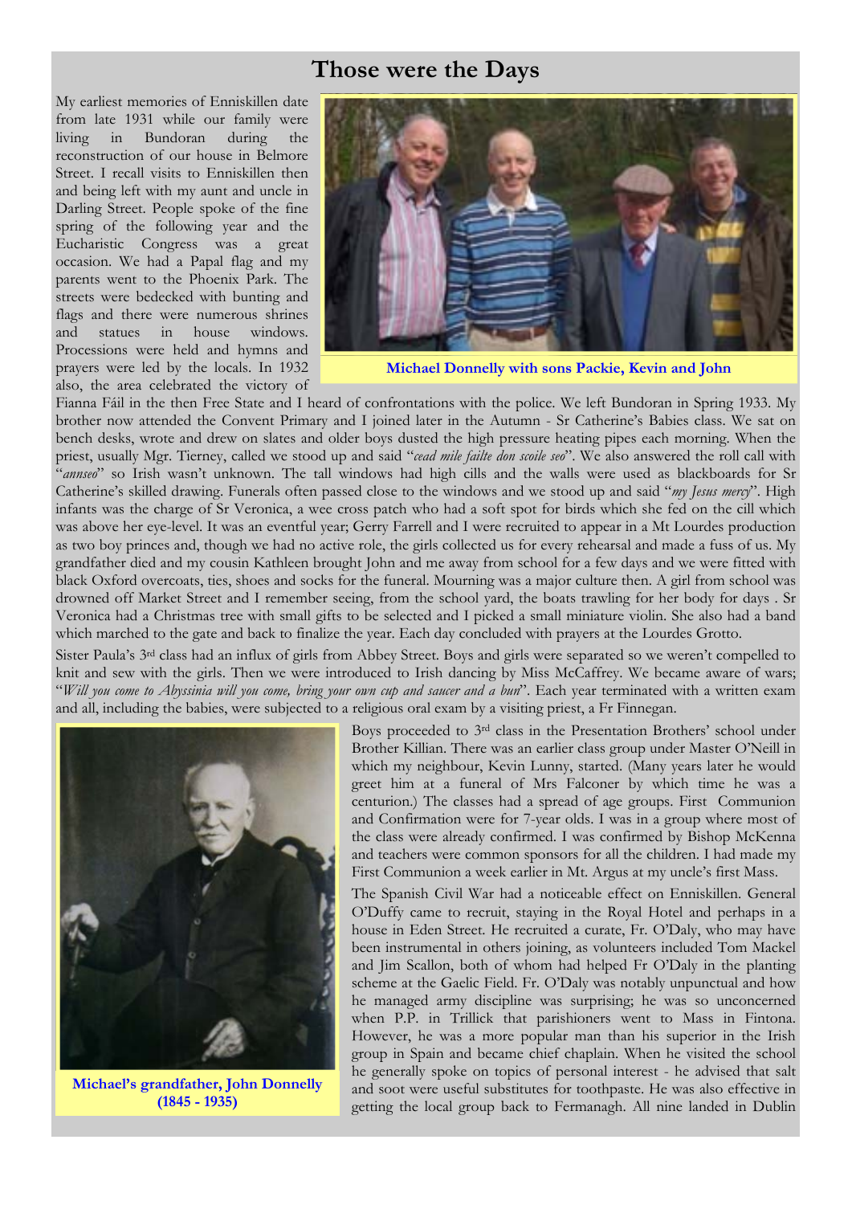# Those were the Days

My earliest memories of Enniskillen date from late 1931 while our family were living in Bundoran during the reconstruction of our house in Belmore Street. I recall visits to Enniskillen then and being left with my aunt and uncle in Darling Street. People spoke of the fine spring of the following year and the Eucharistic Congress was a great occasion. We had a Papal flag and my parents went to the Phoenix Park. The streets were bedecked with bunting and flags and there were numerous shrines and statues in house windows. Processions were held and hymns and prayers were led by the locals. In 1932 also, the area celebrated the victory of Fianna Fáil in the then Free State and I heard of confrontations with the police. We left Bundoran in Spring 1933. My brother now attended the Convent Primary and I joined later in the Autumn - Sr Catherine's Babies class. We sat on bench desks, wrote and drew on slates and older boys dusted the high pressure heating pipes each morning. When the priest, usually Mgr. Tierney, called we stood up and said "*cead mile failte don scoile seo*". We also answered the roll call with "*annseo*" so Irish wasn't unknown. The tall windows had high cills and the walls were used as blackboards for Sr Catherine's skilled drawing. Funerals often passed close to the windows and we stood up and said "*my Jesus mercy*". High infants was the charge of Sr Veronica, a wee cross patch who had a soft spot for birds which she fed on the cill which was above her eye-level. It was an eventful year; Gerry Farrell and I were recruited to appear in a Mt Lourdes production as two boy princes and, though we had no active role, the girls collected us for every rehearsal and made a fuss of us. My grandfather died and my cousin Kathleen brought John and me away from school for a few days and we were fitted with black Oxford overcoats, ties, shoes and socks for the funeral. Mourning was a major culture then. A girl from school was drowned off Market Street and I remember seeing, from the school yard, the boats trawling for her body for days . Sr Veronica had a Christmas tree with small gifts to be selected and I picked a small miniature violin. She also had a band which marched to the gate and back to finalize the year. Each day concluded with prayers at the Lourdes Grotto.

Michael Donnelly with sons Packie, Kevin and John

Sister Paula's 3rd class had an influx of girls from Abbey Street. Boys and girls were separated so we weren't compelled to knit and sew with the girls. Then we were introduced to Irish dancing by Miss McCaffrey. We became aware of wars; "*Will you come to Abyssinia will you come, bring your own cup and saucer and a bun*". Each year terminated with a written exam and all, including the babies, were subjected to a religious oral exam by a visiting priest, a Fr Finnegan.

Michael's grandfather, John Donnelly (1845 - 1935)

Boys proceeded to 3rd class in the Presentation Brothers' school under Brother Killian. There was an earlier class group under Master O'Neill in which my neighbour, Kevin Lunny, started. (Many years later he would greet him at a funeral of Mrs Falconer by which time he was a centurion.) The classes had a spread of age groups. First Communion and Confirmation were for 7-year olds. I was in a group where most of the class were already confirmed. I was confirmed by Bishop McKenna and teachers were common sponsors for all the children. I had made my First Communion a week earlier in Mt. Argus at my uncle's first Mass.

The Spanish Civil War had a noticeable effect on Enniskillen. General O'Duffy came to recruit, staying in the Royal Hotel and perhaps in a house in Eden Street. He recruited a curate, Fr. O'Daly, who may have been instrumental in others joining, as volunteers included Tom Mackel and Jim Scallon, both of whom had helped Fr O'Daly in the planting scheme at the Gaelic Field. Fr. O'Daly was notably unpunctual and how he managed army discipline was surprising; he was so unconcerned when P.P. in Trillick that parishioners went to Mass in Fintona. However, he was a more popular man than his superior in the Irish group in Spain and became chief chaplain. When he visited the school he generally spoke on topics of personal interest - he advised that salt and soot were useful substitutes for toothpaste. He was also effective in getting the local group back to Fermanagh. All nine landed in Dublin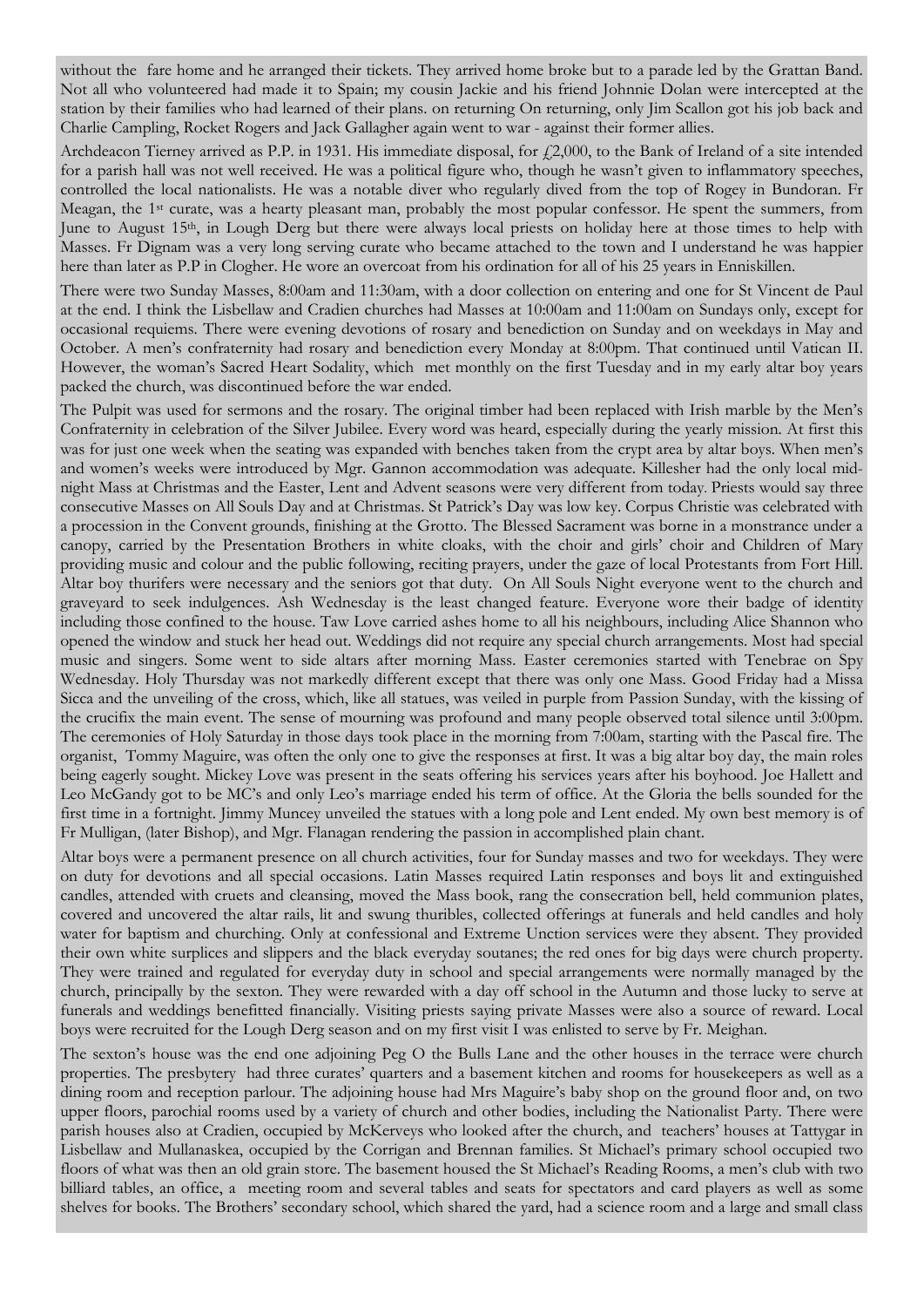without the fare home and he arranged their tickets. They arrived home broke but to a parade led by the Grattan Band. Not all who volunteered had made it to Spain; my cousin Jackie and his friend Johnnie Dolan were intercepted at the station by their families who had learned of their plans. on returning On returning, only Jim Scallon got his job back and Charlie Campling, Rocket Rogers and Jack Gallagher again went to war - against their former allies.

Archdeacon Tierney arrived as P.P. in 1931. His immediate disposal, for £2,000, to the Bank of Ireland of a site intended for a parish hall was not well received. He was a political figure who, though he wasn't given to inflammatory speeches, controlled the local nationalists. He was a notable diver who regularly dived from the top of Rogey in Bundoran. Fr Meagan, the 1st curate, was a hearty pleasant man, probably the most popular confessor. He spent the summers, from June to August 15th, in Lough Derg but there were always local priests on holiday here at those times to help with Masses. Fr Dignam was a very long serving curate who became attached to the town and I understand he was happier here than later as P.P in Clogher. He wore an overcoat from his ordination for all of his 25 years in Enniskillen.

There were two Sunday Masses, 8:00am and 11:30am, with a door collection on entering and one for St Vincent de Paul at the end. I think the Lisbellaw and Cradien churches had Masses at 10:00am and 11:00am on Sundays only, except for occasional requiems. There were evening devotions of rosary and benediction on Sunday and on weekdays in May and October. A men's confraternity had rosary and benediction every Monday at 8:00pm. That continued until Vatican II. However, the woman's Sacred Heart Sodality, which met monthly on the first Tuesday and in my early altar boy years packed the church, was discontinued before the war ended.

The Pulpit was used for sermons and the rosary. The original timber had been replaced with Irish marble by the Men's Confraternity in celebration of the Silver Jubilee. Every word was heard, especially during the yearly mission. At first this was for just one week when the seating was expanded with benches taken from the crypt area by altar boys. When men's and women's weeks were introduced by Mgr. Gannon accommodation was adequate. Killesher had the only local mid-night Mass at Christmas and the Easter, Lent and Advent seasons were very different from today. Priests would say three consecutive Masses on All Souls Day and at Christmas. St Patrick's Day was low key. Corpus Christie was celebrated with a procession in the Convent grounds, finishing at the Grotto. The Blessed Sacrament was borne in a monstrance under a canopy, carried by the Presentation Brothers in white cloaks, with the choir and girls' choir and Children of Mary providing music and colour and the public following, reciting prayers, under the gaze of local Protestants from Fort Hill. Altar boy thurifers were necessary and the seniors got that duty. On All Souls Night everyone went to the church and graveyard to seek indulgences. Ash Wednesday is the least changed feature. Everyone wore their badge of identity including those confined to the house. Taw Love carried ashes home to all his neighbours, including Alice Shannon who opened the window and stuck her head out. Weddings did not require any special church arrangements. Most had special music and singers. Some went to side altars after morning Mass. Easter ceremonies started with Tenebrae on Spy Wednesday. Holy Thursday was not markedly different except that there was only one Mass. Good Friday had a Missa Sicca and the unveiling of the cross, which, like all statues, was veiled in purple from Passion Sunday, with the kissing of the crucifix the main event. The sense of mourning was profound and many people observed total silence until 3:00pm. The ceremonies of Holy Saturday in those days took place in the morning from 7:00am, starting with the Pascal fire. The organist, Tommy Maguire, was often the only one to give the responses at first. It was a big altar boy day, the main roles being eagerly sought. Mickey Love was present in the seats offering his services years after his boyhood. Joe Hallett and Leo McGandy got to be MC's and only Leo's marriage ended his term of office. At the Gloria the bells sounded for the first time in a fortnight. Jimmy Muncey unveiled the statues with a long pole and Lent ended. My own best memory is of Fr Mulligan, (later Bishop), and Mgr. Flanagan rendering the passion in accomplished plain chant.

Altar boys were a permanent presence on all church activities, four for Sunday masses and two for weekdays. They were on duty for devotions and all special occasions. Latin Masses required Latin responses and boys lit and extinguished candles, attended with cruets and cleansing, moved the Mass book, rang the consecration bell, held communion plates, covered and uncovered the altar rails, lit and swung thuribles, collected offerings at funerals and held candles and holy water for baptism and churching. Only at confessional and Extreme Unction services were they absent. They provided their own white surplices and slippers and the black everyday soutanes; the red ones for big days were church property. They were trained and regulated for everyday duty in school and special arrangements were normally managed by the church, principally by the sexton. They were rewarded with a day off school in the Autumn and those lucky to serve at funerals and weddings benefitted financially. Visiting priests saying private Masses were also a source of reward. Local boys were recruited for the Lough Derg season and on my first visit I was enlisted to serve by Fr. Meighan.

The sexton's house was the end one adjoining Peg O the Bulls Lane and the other houses in the terrace were church properties. The presbytery had three curates' quarters and a basement kitchen and rooms for housekeepers as well as a dining room and reception parlour. The adjoining house had Mrs Maguire's baby shop on the ground floor and, on two upper floors, parochial rooms used by a variety of church and other bodies, including the Nationalist Party. There were parish houses also at Cradien, occupied by McKerveys who looked after the church, and teachers' houses at Tattygar in Lisbellaw and Mullanaskea, occupied by the Corrigan and Brennan families. St Michael's primary school occupied two floors of what was then an old grain store. The basement housed the St Michael's Reading Rooms, a men's club with two billiard tables, an office, a meeting room and several tables and seats for spectators and card players as well as some shelves for books. The Brothers' secondary school, which shared the yard, had a science room and a large and small class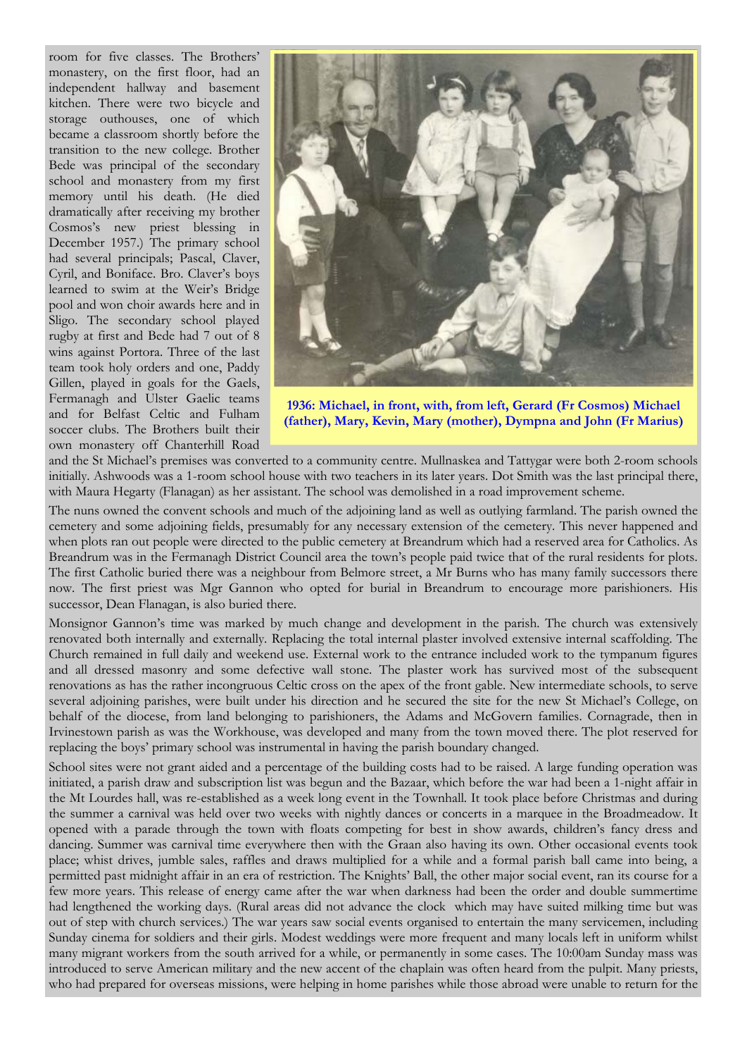room for five classes. The Brothers' monastery, on the first floor, had an independent hallway and basement kitchen. There were two bicycle and storage outhouses, one of which became a classroom shortly before the transition to the new college. Brother Bede was principal of the secondary school and monastery from my first memory until his death. (He died dramatically after receiving my brother Cosmos's new priest blessing in December 1957.) The primary school had several principals; Pascal, Claver, Cyril, and Boniface. Bro. Claver's boys learned to swim at the Weir's Bridge pool and won choir awards here and in Sligo. The secondary school played rugby at first and Bede had 7 out of 8 wins against Portora. Three of the last team took holy orders and one, Paddy Gillen, played in goals for the Gaels, Fermanagh and Ulster Gaelic teams and for Belfast Celtic and Fulham soccer clubs. The Brothers built their own monastery off Chanterhill Road and the St Michael's premises was converted to a community centre. Mullnaskea and Tattygar were both 2-room schools initially. Ashwoods was a 1-room school house with two teachers in its later years. Dot Smith was the last principal there, with Maura Hegarty (Flanagan) as her assistant. The school was demolished in a road improvement scheme.

**1936: Michael, in front, with, from left, Gerard (Fr Cosmos) Michael (father), Mary, Kevin, Mary (mother), Dympna and John (Fr Marius)**

The nuns owned the convent schools and much of the adjoining land as well as outlying farmland. The parish owned the cemetery and some adjoining fields, presumably for any necessary extension of the cemetery. This never happened and when plots ran out people were directed to the public cemetery at Breandrum which had a reserved area for Catholics. As Breandrum was in the Fermanagh District Council area the town's people paid twice that of the rural residents for plots. The first Catholic buried there was a neighbour from Belmore street, a Mr Burns who has many family successors there now. The first priest was Mgr Gannon who opted for burial in Breandrum to encourage more parishioners. His successor, Dean Flanagan, is also buried there.

Monsignor Gannon's time was marked by much change and development in the parish. The church was extensively renovated both internally and externally. Replacing the total internal plaster involved extensive internal scaffolding. The Church remained in full daily and weekend use. External work to the entrance included work to the tympanum figures and all dressed masonry and some defective wall stone. The plaster work has survived most of the subsequent renovations as has the rather incongruous Celtic cross on the apex of the front gable. New intermediate schools, to serve several adjoining parishes, were built under his direction and he secured the site for the new St Michael's College, on behalf of the diocese, from land belonging to parishioners, the Adams and McGovern families. Cornagrade, then in Irvinestown parish as was the Workhouse, was developed and many from the town moved there. The plot reserved for replacing the boys' primary school was instrumental in having the parish boundary changed.

School sites were not grant aided and a percentage of the building costs had to be raised. A large funding operation was initiated, a parish draw and subscription list was begun and the Bazaar, which before the war had been a 1-night affair in the Mt Lourdes hall, was re-established as a week long event in the Townhall. It took place before Christmas and during the summer a carnival was held over two weeks with nightly dances or concerts in a marquee in the Broadmeadow. It opened with a parade through the town with floats competing for best in show awards, children's fancy dress and dancing. Summer was carnival time everywhere then with the Graan also having its own. Other occasional events took place; whist drives, jumble sales, raffles and draws multiplied for a while and a formal parish ball came into being, a permitted past midnight affair in an era of restriction. The Knights' Ball, the other major social event, ran its course for a few more years. This release of energy came after the war when darkness had been the order and double summertime had lengthened the working days. (Rural areas did not advance the clock which may have suited milking time but was out of step with church services.) The war years saw social events organised to entertain the many servicemen, including Sunday cinema for soldiers and their girls. Modest weddings were more frequent and many locals left in uniform whilst many migrant workers from the south arrived for a while, or permanently in some cases. The 10:00am Sunday mass was introduced to serve American military and the new accent of the chaplain was often heard from the pulpit. Many priests, who had prepared for overseas missions, were helping in home parishes while those abroad were unable to return for the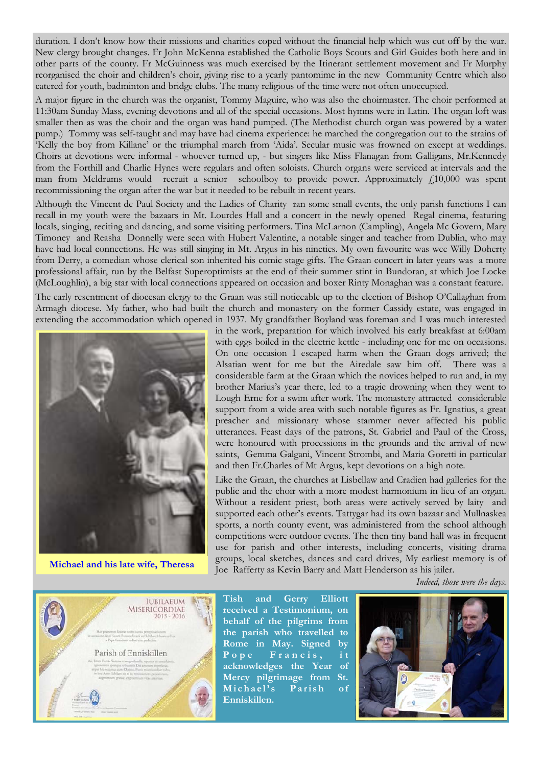duration. I don't know how their missions and charities coped without the financial help which was cut off by the war. New clergy brought changes. Fr John McKenna established the Catholic Boys Scouts and Girl Guides both here and in other parts of the county. Fr McGuinness was much exercised by the Itinerant settlement movement and Fr Murphy reorganised the choir and children's choir, giving rise to a yearly pantomime in the new Community Centre which also catered for youth, badminton and bridge clubs. The many religious of the time were not often unoccupied.

A major figure in the church was the organist, Tommy Maguire, who was also the choirmaster. The choir performed at 11:30am Sunday Mass, evening devotions and all of the special occasions. Most hymns were in Latin. The organ loft was smaller then as was the choir and the organ was hand pumped. (The Methodist church organ was powered by a water pump.) Tommy was self-taught and may have had cinema experience: he marched the congregation out to the strains of 'Kelly the boy from Killane' or the triumphal march from 'Aida'. Secular music was frowned on except at weddings. Choirs at devotions were informal - whoever turned up, - but singers like Miss Flanagan from Galligans, Mr.Kennedy from the Forthill and Charlie Hynes were regulars and often soloists. Church organs were serviced at intervals and the man from Meldrums would recruit a senior schoolboy to provide power. Approximately £10,000 was spent recommissioning the organ after the war but it needed to be rebuilt in recent years.

Although the Vincent de Paul Society and the Ladies of Charity ran some small events, the only parish functions I can recall in my youth were the bazaars in Mt. Lourdes Hall and a concert in the newly opened Regal cinema, featuring locals, singing, reciting and dancing, and some visiting performers. Tina McLarnon (Campling), Angela Mc Govern, Mary Timoney and Reasha Donnelly were seen with Hubert Valentine, a notable singer and teacher from Dublin, who may have had local connections. He was still singing in Mt. Argus in his nineties. My own favourite was wee Willy Doherty from Derry, a comedian whose clerical son inherited his comic stage gifts. The Graan concert in later years was a more professional affair, run by the Belfast Superoptimists at the end of their summer stint in Bundoran, at which Joe Locke (McLoughlin), a big star with local connections appeared on occasion and boxer Rinty Monaghan was a constant feature.

The early resentment of diocesan clergy to the Graan was still noticeable up to the election of Bishop O'Callaghan from Armagh diocese. My father, who had built the church and monastery on the former Cassidy estate, was engaged in extending the accommodation which opened in 1937. My grandfather Boyland was foreman and I was much interested in the work, preparation for which involved his early breakfast at 6:00am with eggs boiled in the electric kettle - including one for me on occasions. On one occasion I escaped harm when the Graan dogs arrived; the Alsatian went for me but the Airedale saw him off. There was a considerable farm at the Graan which the novices helped to run and, in my brother Marius's year there, led to a tragic drowning when they went to Lough Erne for a swim after work. The monastery attracted considerable support from a wide area with such notable figures as Fr. Ignatius, a great preacher and missionary whose stammer never affected his public utterances. Feast days of the patrons, St. Gabriel and Paul of the Cross, were honoured with processions in the grounds and the arrival of new saints, Gemma Galgani, Vincent Strombi, and Maria Goretti in particular and then Fr.Charles of Mt Argus, kept devotions on a high note.

**Michael and his late wife, Theresa**

Like the Graan, the churches at Lisbellaw and Cradien had galleries for the public and the choir with a more modest harmonium in lieu of an organ. Without a resident priest, both areas were actively served by laity and supported each other's events. Tattygar had its own bazaar and Mullnaskea sports, a north county event, was administered from the school although competitions were outdoor events. The then tiny band hall was in frequent use for parish and other interests, including concerts, visiting drama groups, local sketches, dances and card drives, My earliest memory is of Joe Rafferty as Kevin Barry and Matt Henderson as his jailer.

*Indeed, those were the days.*

**Tish and Gerry Elliott received a Testimonium, on behalf of the pilgrims from the parish who travelled to Rome in May. Signed by Pope Francis, it acknowledges the Year of Mercy pilgrimage from St. Michael's Parish of Enniskillen.**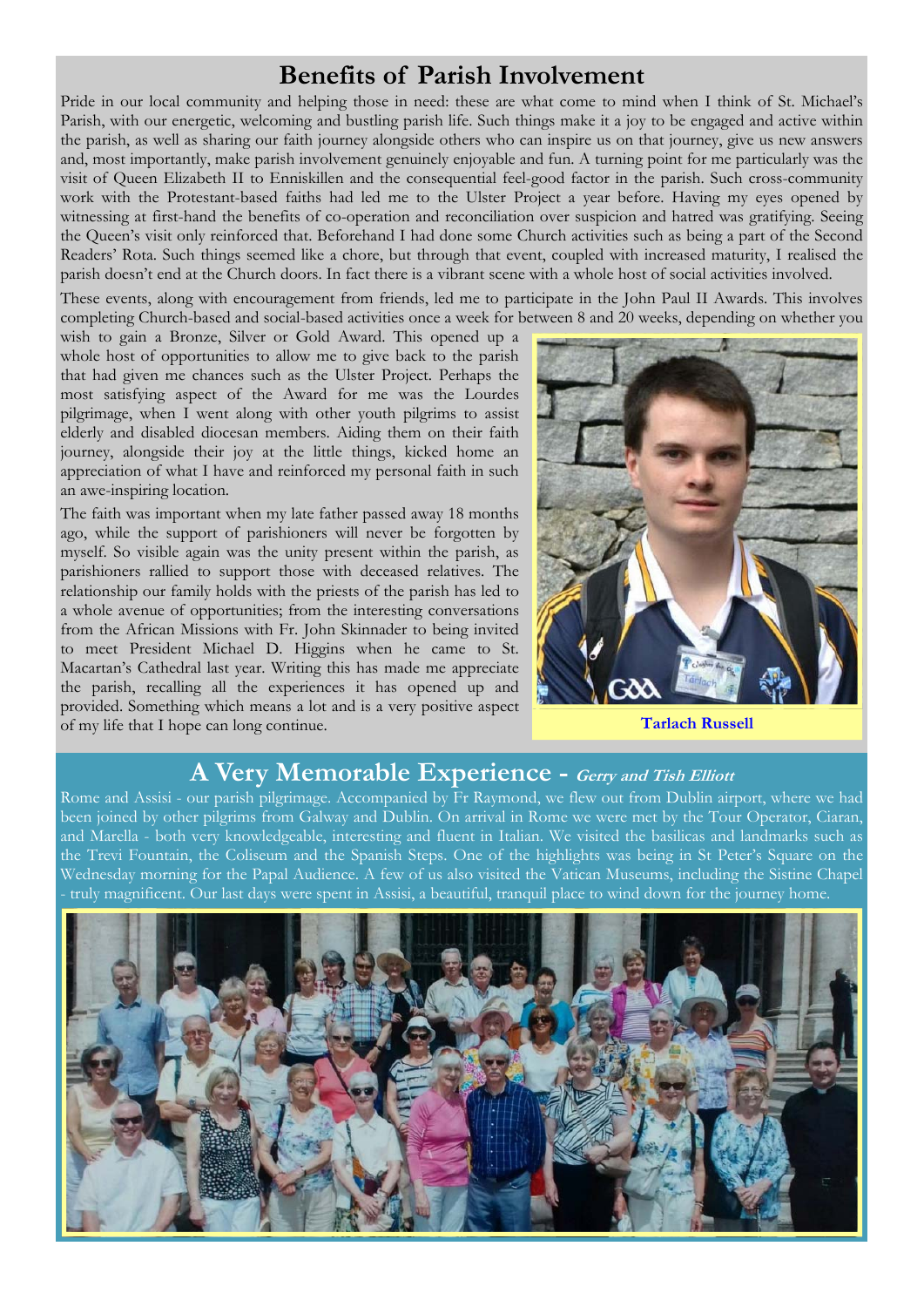## Benefits of Parish Involvement

Pride in our local community and helping those in need: these are what come to mind when I think of St. Michael's Parish, with our energetic, welcoming and bustling parish life. Such things make it a joy to be engaged and active within the parish, as well as sharing our faith journey alongside others who can inspire us on that journey, give us new answers and, most importantly, make parish involvement genuinely enjoyable and fun. A turning point for me particularly was the visit of Queen Elizabeth II to Enniskillen and the consequential feel-good factor in the parish. Such cross-community work with the Protestant-based faiths had led me to the Ulster Project a year before. Having my eyes opened by witnessing at first-hand the benefits of co-operation and reconciliation over suspicion and hatred was gratifying. Seeing the Queen's visit only reinforced that. Beforehand I had done some Church activities such as being a part of the Second Readers' Rota. Such things seemed like a chore, but through that event, coupled with increased maturity, I realised the parish doesn't end at the Church doors. In fact there is a vibrant scene with a whole host of social activities involved.

These events, along with encouragement from friends, led me to participate in the John Paul II Awards. This involves completing Church-based and social-based activities once a week for between 8 and 20 weeks, depending on whether you wish to gain a Bronze, Silver or Gold Award. This opened up a whole host of opportunities to allow me to give back to the parish that had given me chances such as the Ulster Project. Perhaps the most satisfying aspect of the Award for me was the Lourdes pilgrimage, when I went along with other youth pilgrims to assist elderly and disabled diocesan members. Aiding them on their faith journey, alongside their joy at the little things, kicked home an appreciation of what I have and reinforced my personal faith in such an awe-inspiring location.

The faith was important when my late father passed away 18 months ago, while the support of parishioners will never be forgotten by myself. So visible again was the unity present within the parish, as parishioners rallied to support those with deceased relatives. The relationship our family holds with the priests of the parish has led to a whole avenue of opportunities; from the interesting conversations from the African Missions with Fr. John Skinnader to being invited to meet President Michael D. Higgins when he came to St. Macartan's Cathedral last year. Writing this has made me appreciate the parish, recalling all the experiences it has opened up and provided. Something which means a lot and is a very positive aspect of my life that I hope can long continue.

**Tarlach Russell**

## A Very Memorable Experience - *Gerry and Tish Elliott*

Rome and Assisi - our parish pilgrimage. Accompanied by Fr Raymond, we flew out from Dublin airport, where we had been joined by other pilgrims from Galway and Dublin. On arrival in Rome we were met by the Tour Operator, Ciaran, and Marella - both very knowledgeable, interesting and fluent in Italian. We visited the basilicas and landmarks such as the Trevi Fountain, the Coliseum and the Spanish Steps. One of the highlights was being in St Peter's Square on the Wednesday morning for the Papal Audience. A few of us also visited the Vatican Museums, including the Sistine Chapel - truly magnificent. Our last days were spent in Assisi, a beautiful, tranquil place to wind down for the journey home.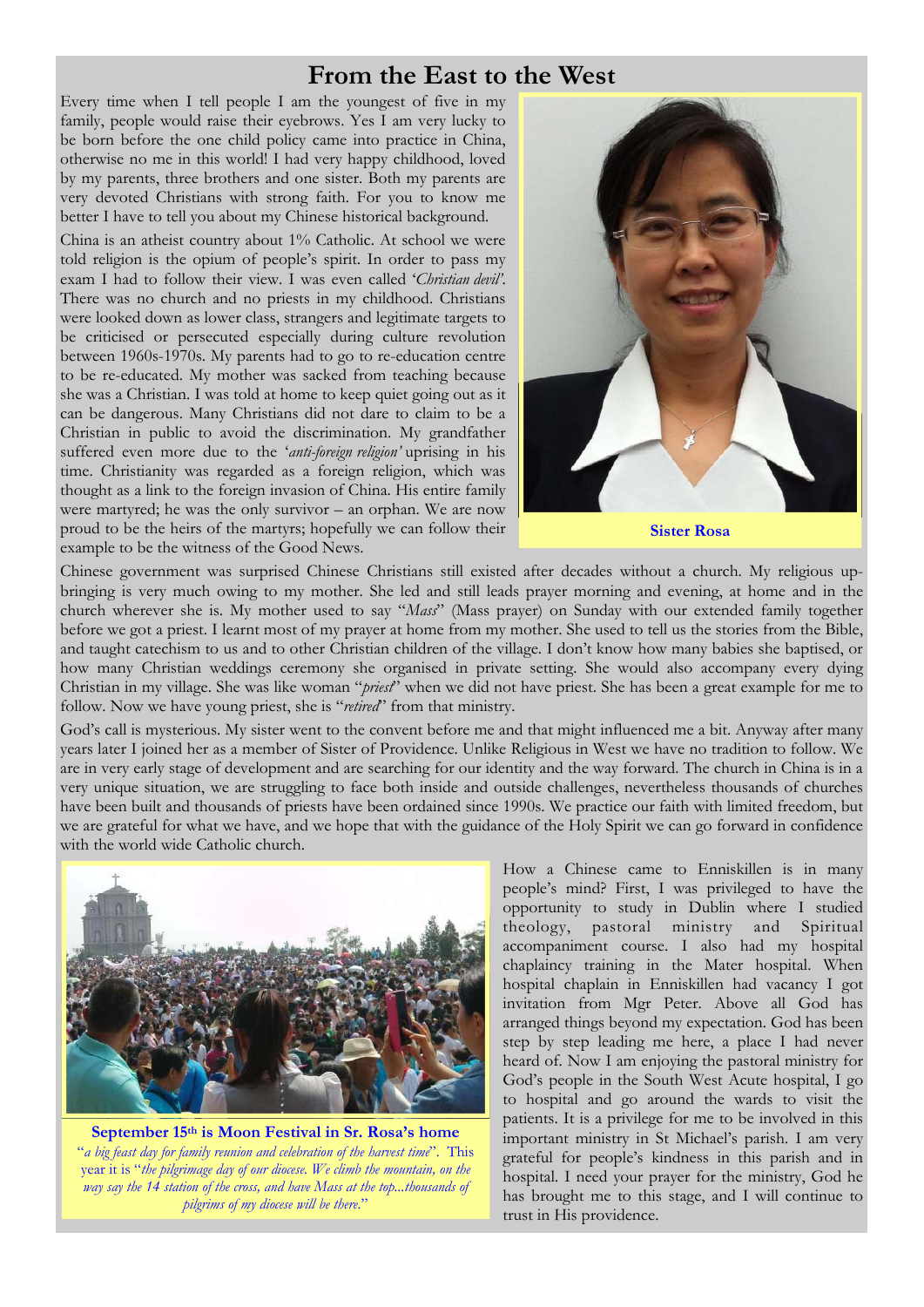# From the East to the West

Every time when I tell people I am the youngest of five in my family, people would raise their eyebrows. Yes I am very lucky to be born before the one child policy came into practice in China, otherwise no me in this world! I had very happy childhood, loved by my parents, three brothers and one sister. Both my parents are very devoted Christians with strong faith. For you to know me better I have to tell you about my Chinese historical background.

China is an atheist country about 1% Catholic. At school we were told religion is the opium of people's spirit. In order to pass my exam I had to follow their view. I was even called '*Christian devil*'. There was no church and no priests in my childhood. Christians were looked down as lower class, strangers and legitimate targets to be criticised or persecuted especially during culture revolution between 1960s-1970s. My parents had to go to re-education centre to be re-educated. My mother was sacked from teaching because she was a Christian. I was told at home to keep quiet going out as it can be dangerous. Many Christians did not dare to claim to be a Christian in public to avoid the discrimination. My grandfather suffered even more due to the '*anti-foreign religion'* uprising in his time. Christianity was regarded as a foreign religion, which was thought as a link to the foreign invasion of China. His entire family were martyred; he was the only survivor – an orphan. We are now proud to be the heirs of the martyrs; hopefully we can follow their example to be the witness of the Good News.

**Sister Rosa**

Chinese government was surprised Chinese Christians still existed after decades without a church. My religious up-bringing is very much owing to my mother. She led and still leads prayer morning and evening, at home and in the church wherever she is. My mother used to say "*Mass*" (Mass prayer) on Sunday with our extended family together before we got a priest. I learnt most of my prayer at home from my mother. She used to tell us the stories from the Bible, and taught catechism to us and to other Christian children of the village. I don't know how many babies she baptised, or how many Christian weddings ceremony she organised in private setting. She would also accompany every dying Christian in my village. She was like woman "*priest*" when we did not have priest. She has been a great example for me to follow. Now we have young priest, she is "*retired*" from that ministry.

God's call is mysterious. My sister went to the convent before me and that might influenced me a bit. Anyway after many years later I joined her as a member of Sister of Providence. Unlike Religious in West we have no tradition to follow. We are in very early stage of development and are searching for our identity and the way forward. The church in China is in a very unique situation, we are struggling to face both inside and outside challenges, nevertheless thousands of churches have been built and thousands of priests have been ordained since 1990s. We practice our faith with limited freedom, but we are grateful for what we have, and we hope that with the guidance of the Holy Spirit we can go forward in confidence with the world wide Catholic church.

**September 15th is Moon Festival in Sr. Rosa's home**
"*a big feast day for family reunion and celebration of the harvest time*". This year it is "*the pilgrimage day of our diocese. We climb the mountain, on the way say the 14 station of the cross, and have Mass at the top...thousands of pilgrims of my diocese will be there.*"

How a Chinese came to Enniskillen is in many people's mind? First, I was privileged to have the opportunity to study in Dublin where I studied theology, pastoral ministry and Spiritual accompaniment course. I also had my hospital chaplaincy training in the Mater hospital. When hospital chaplain in Enniskillen had vacancy I got invitation from Mgr Peter. Above all God has arranged things beyond my expectation. God has been step by step leading me here, a place I had never heard of. Now I am enjoying the pastoral ministry for God's people in the South West Acute hospital, I go to hospital and go around the wards to visit the patients. It is a privilege for me to be involved in this important ministry in St Michael's parish. I am very grateful for people's kindness in this parish and in hospital. I need your prayer for the ministry, God he has brought me to this stage, and I will continue to trust in His providence.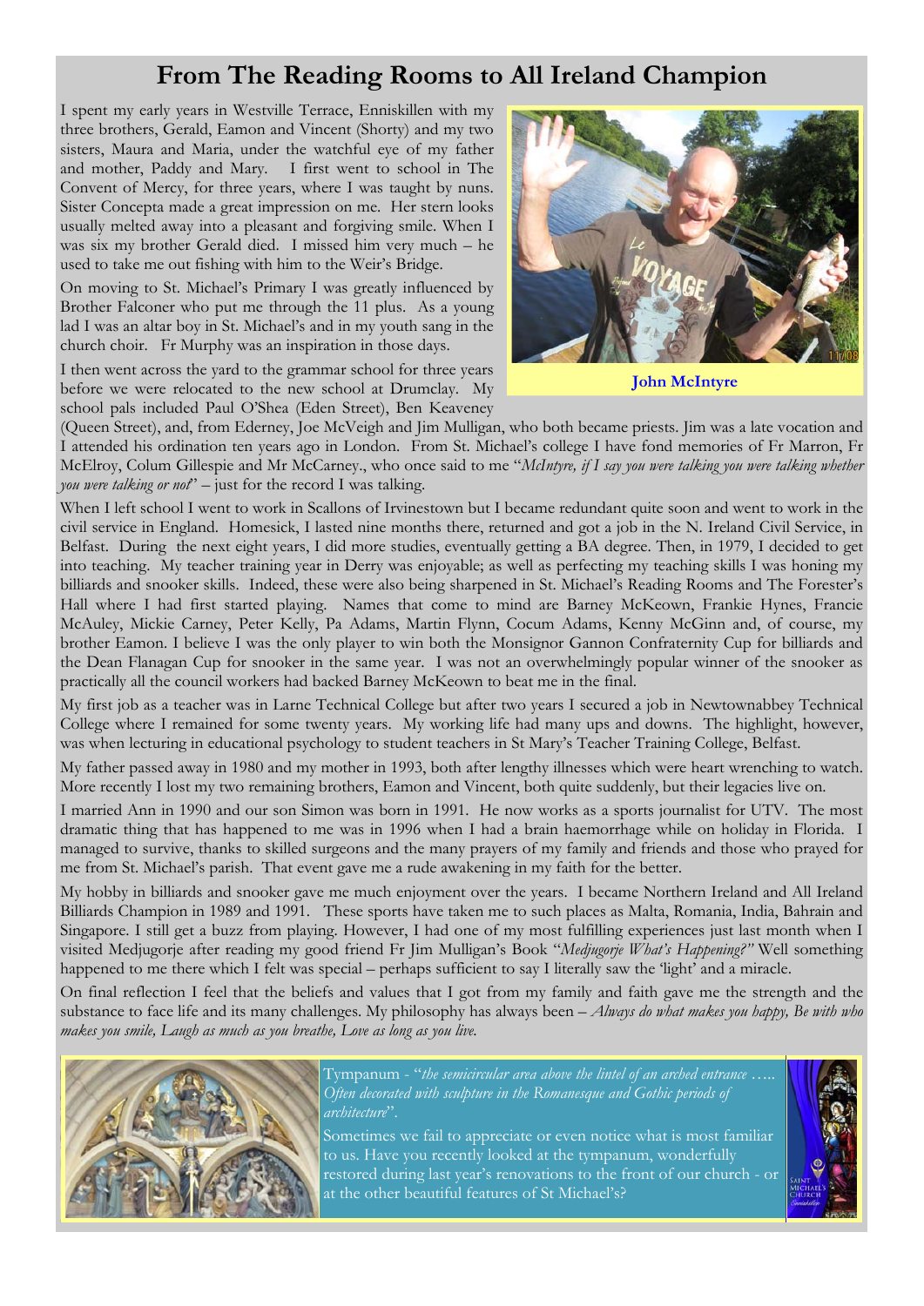# From The Reading Rooms to All Ireland Champion

I spent my early years in Westville Terrace, Enniskillen with my three brothers, Gerald, Eamon and Vincent (Shorty) and my two sisters, Maura and Maria, under the watchful eye of my father and mother, Paddy and Mary. I first went to school in The Convent of Mercy, for three years, where I was taught by nuns. Sister Concepta made a great impression on me. Her stern looks usually melted away into a pleasant and forgiving smile. When I was six my brother Gerald died. I missed him very much – he used to take me out fishing with him to the Weir's Bridge.

On moving to St. Michael's Primary I was greatly influenced by Brother Falconer who put me through the 11 plus. As a young lad I was an altar boy in St. Michael's and in my youth sang in the church choir. Fr Murphy was an inspiration in those days.

I then went across the yard to the grammar school for three years before we were relocated to the new school at Drumclay. My school pals included Paul O'Shea (Eden Street), Ben Keaveney (Queen Street), and, from Ederney, Joe McVeigh and Jim Mulligan, who both became priests. Jim was a late vocation and I attended his ordination ten years ago in London. From St. Michael's college I have fond memories of Fr Marron, Fr McElroy, Colum Gillespie and Mr McCarney., who once said to me "*McIntyre, if I say you were talking you were talking whether you were talking or not*" – just for the record I was talking.

**John McIntyre**

When I left school I went to work in Scallons of Irvinestown but I became redundant quite soon and went to work in the civil service in England. Homesick, I lasted nine months there, returned and got a job in the N. Ireland Civil Service, in Belfast. During the next eight years, I did more studies, eventually getting a BA degree. Then, in 1979, I decided to get into teaching. My teacher training year in Derry was enjoyable; as well as perfecting my teaching skills I was honing my billiards and snooker skills. Indeed, these were also being sharpened in St. Michael's Reading Rooms and The Forester's Hall where I had first started playing. Names that come to mind are Barney McKeown, Frankie Hynes, Francie McAuley, Mickie Carney, Peter Kelly, Pa Adams, Martin Flynn, Cocum Adams, Kenny McGinn and, of course, my brother Eamon. I believe I was the only player to win both the Monsignor Gannon Confraternity Cup for billiards and the Dean Flanagan Cup for snooker in the same year. I was not an overwhelmingly popular winner of the snooker as practically all the council workers had backed Barney McKeown to beat me in the final.

My first job as a teacher was in Larne Technical College but after two years I secured a job in Newtownabbey Technical College where I remained for some twenty years. My working life had many ups and downs. The highlight, however, was when lecturing in educational psychology to student teachers in St Mary's Teacher Training College, Belfast.

My father passed away in 1980 and my mother in 1993, both after lengthy illnesses which were heart wrenching to watch. More recently I lost my two remaining brothers, Eamon and Vincent, both quite suddenly, but their legacies live on.

I married Ann in 1990 and our son Simon was born in 1991. He now works as a sports journalist for UTV. The most dramatic thing that has happened to me was in 1996 when I had a brain haemorrhage while on holiday in Florida. I managed to survive, thanks to skilled surgeons and the many prayers of my family and friends and those who prayed for me from St. Michael's parish. That event gave me a rude awakening in my faith for the better.

My hobby in billiards and snooker gave me much enjoyment over the years. I became Northern Ireland and All Ireland Billiards Champion in 1989 and 1991. These sports have taken me to such places as Malta, Romania, India, Bahrain and Singapore. I still get a buzz from playing. However, I had one of my most fulfilling experiences just last month when I visited Medjugorje after reading my good friend Fr Jim Mulligan's Book "*Medjugorje What's Happening?*" Well something happened to me there which I felt was special – perhaps sufficient to say I literally saw the 'light' and a miracle.

On final reflection I feel that the beliefs and values that I got from my family and faith gave me the strength and the substance to face life and its many challenges. My philosophy has always been – *Always do what makes you happy, Be with who makes you smile, Laugh as much as you breathe, Love as long as you live.*

Tympanum - "*the semicircular area above the lintel of an arched entrance ….. Often decorated with sculpture in the Romanesque and Gothic periods of architecture*".

Sometimes we fail to appreciate or even notice what is most familiar to us. Have you recently looked at the tympanum, wonderfully restored during last year's renovations to the front of our church - or at the other beautiful features of St Michael's?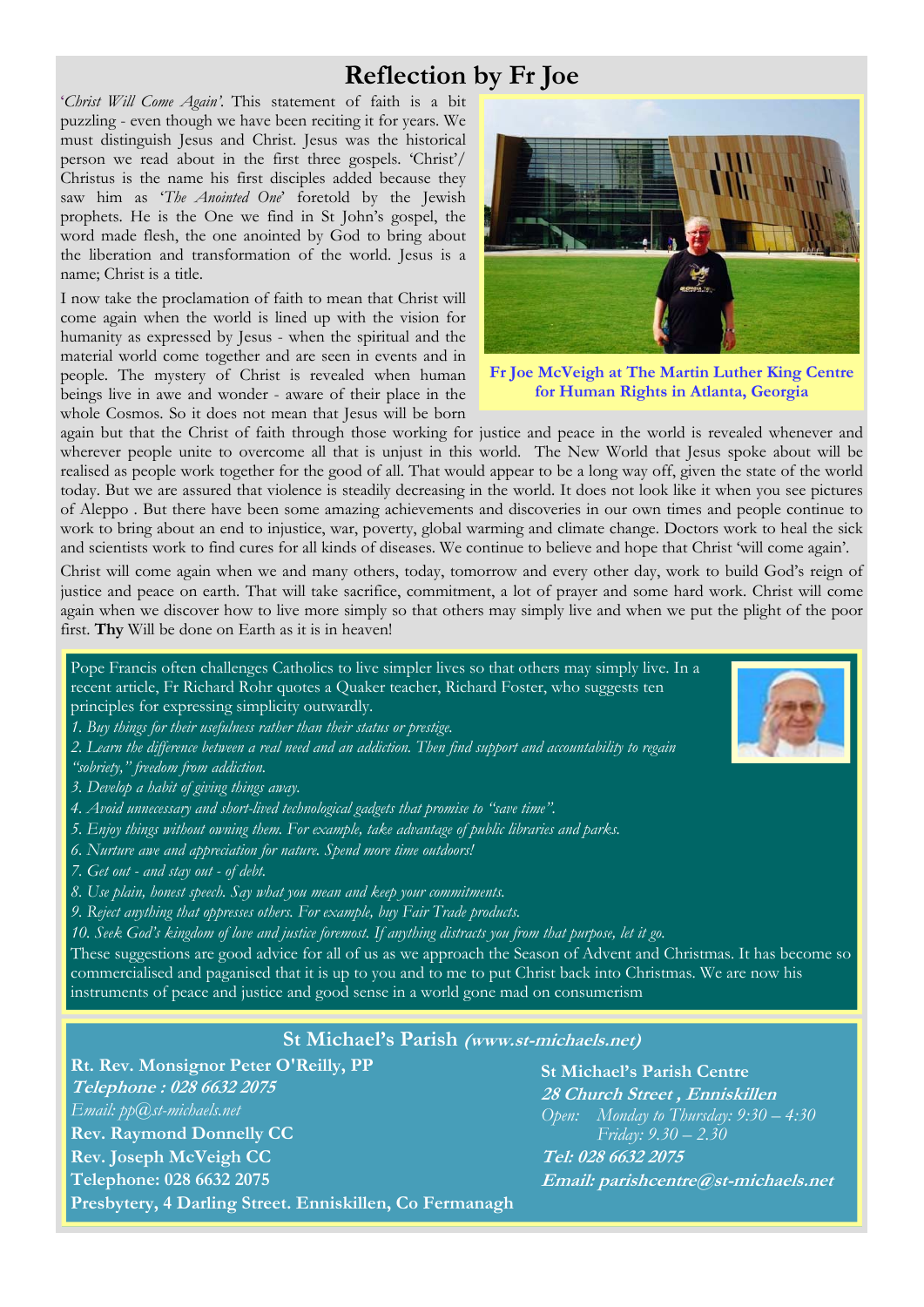# Reflection by Fr Joe

'*Christ Will Come Again'*. This statement of faith is a bit puzzling - even though we have been reciting it for years. We must distinguish Jesus and Christ. Jesus was the historical person we read about in the first three gospels. 'Christ'/ Christus is the name his first disciples added because they saw him as '*The Anointed One*' foretold by the Jewish prophets. He is the One we find in St John's gospel, the word made flesh, the one anointed by God to bring about the liberation and transformation of the world. Jesus is a name; Christ is a title.

I now take the proclamation of faith to mean that Christ will come again when the world is lined up with the vision for humanity as expressed by Jesus - when the spiritual and the material world come together and are seen in events and in people. The mystery of Christ is revealed when human beings live in awe and wonder - aware of their place in the whole Cosmos. So it does not mean that Jesus will be born again but that the Christ of faith through those working for justice and peace in the world is revealed whenever and wherever people unite to overcome all that is unjust in this world. The New World that Jesus spoke about will be realised as people work together for the good of all. That would appear to be a long way off, given the state of the world today. But we are assured that violence is steadily decreasing in the world. It does not look like it when you see pictures of Aleppo . But there have been some amazing achievements and discoveries in our own times and people continue to work to bring about an end to injustice, war, poverty, global warming and climate change. Doctors work to heal the sick and scientists work to find cures for all kinds of diseases. We continue to believe and hope that Christ 'will come again'.

**Fr Joe McVeigh at The Martin Luther King Centre for Human Rights in Atlanta, Georgia**

Christ will come again when we and many others, today, tomorrow and every other day, work to build God's reign of justice and peace on earth. That will take sacrifice, commitment, a lot of prayer and some hard work. Christ will come again when we discover how to live more simply so that others may simply live and when we put the plight of the poor first. **Thy** Will be done on Earth as it is in heaven!

Pope Francis often challenges Catholics to live simpler lives so that others may simply live. In a recent article, Fr Richard Rohr quotes a Quaker teacher, Richard Foster, who suggests ten principles for expressing simplicity outwardly.

1. *Buy things for their usefulness rather than their status or prestige.*
2. *Learn the difference between a real need and an addiction. Then find support and accountability to regain "sobriety," freedom from addiction.*
3. *Develop a habit of giving things away.*
4. *Avoid unnecessary and short-lived technological gadgets that promise to "save time".*
5. *Enjoy things without owning them. For example, take advantage of public libraries and parks.*
6. *Nurture awe and appreciation for nature. Spend more time outdoors!*
7. *Get out - and stay out - of debt.*
8. *Use plain, honest speech. Say what you mean and keep your commitments.*
9. *Reject anything that oppresses others. For example, buy Fair Trade products.*
10. *Seek God's kingdom of love and justice foremost. If anything distracts you from that purpose, let it go.*

These suggestions are good advice for all of us as we approach the Season of Advent and Christmas. It has become so commercialised and paganised that it is up to you and to me to put Christ back into Christmas. We are now his instruments of peace and justice and good sense in a world gone mad on consumerism

## St Michael's Parish *(www.st-michaels.net)*

**Rt. Rev. Monsignor Peter O'Reilly, PP**
***Telephone : 028 6632 2075***
*Email: pp@st-michaels.net*
**Rev. Raymond Donnelly CC**
**Rev. Joseph McVeigh CC**
**Telephone: 028 6632 2075**
**Presbytery, 4 Darling Street. Enniskillen, Co Fermanagh**

**St Michael's Parish Centre**
***28 Church Street , Enniskillen***
*Open: Monday to Thursday: 9:30 – 4:30*
*Friday: 9.30 – 2.30*
***Tel: 028 6632 2075***
***Email: parishcentre@st-michaels.net***